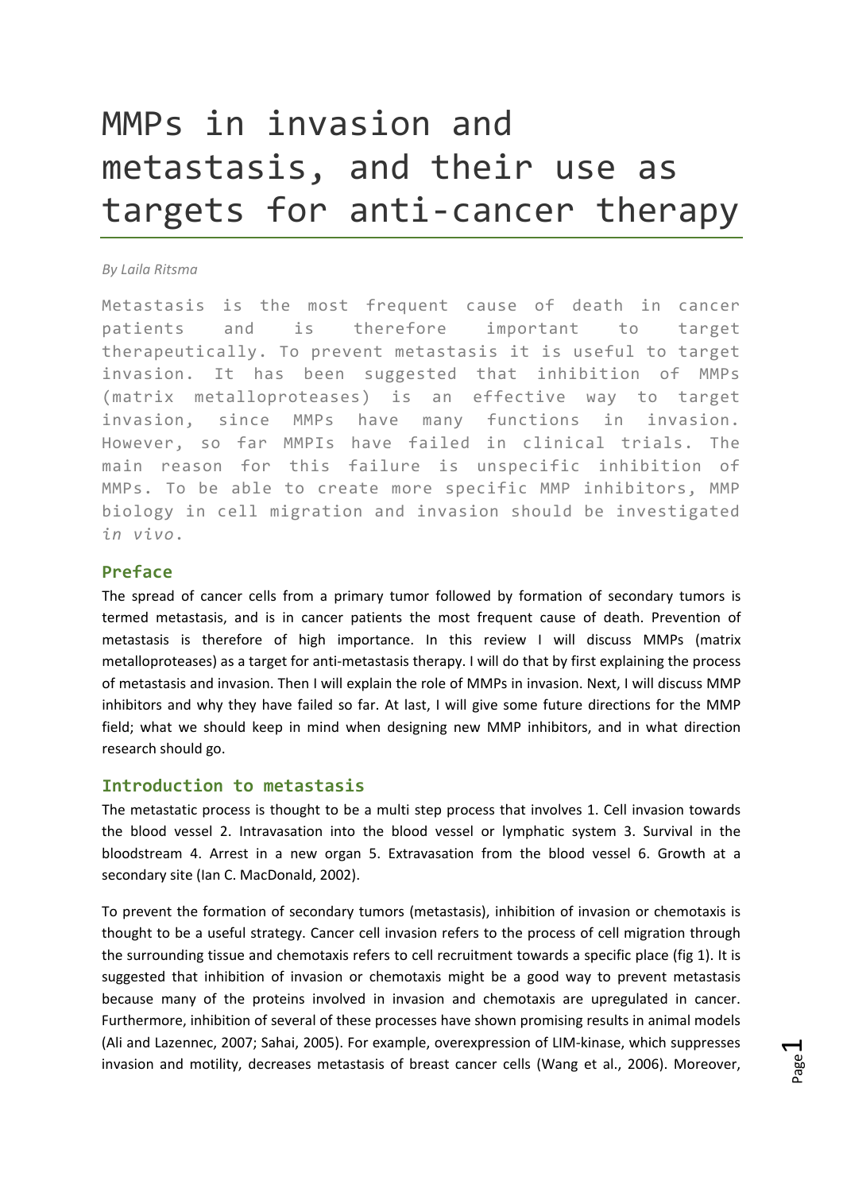# MMPs in invasion and metastasis, and their use as targets for anti-cancer therapy

*By Laila Ritsma*

Metastasis is the most frequent cause of death in cancer patients and is therefore important to target therapeutically. To prevent metastasis it is useful to target invasion. It has been suggested that inhibition of MMPs (matrix metalloproteases) is an effective way to target invasion, since MMPs have many functions in invasion. However, so far MMPIs have failed in clinical trials. The main reason for this failure is unspecific inhibition of MMPs. To be able to create more specific MMP inhibitors, MMP biology in cell migration and invasion should be investigated *in vivo*.

## Preface

The spread of cancer cells from a primary tumor followed by formation of secondary tumors is termed metastasis, and is in cancer patients the most frequent cause of death. Prevention of metastasis is therefore of high importance. In this review I will discuss MMPs (matrix metalloproteases) as a target for anti-metastasis therapy. I will do that by first explaining the process of metastasis and invasion. Then I will explain the role of MMPs in invasion. Next, I will discuss MMP inhibitors and why they have failed so far. At last, I will give some future directions for the MMP field; what we should keep in mind when designing new MMP inhibitors, and in what direction research should go.

## Introduction to metastasis

The metastatic process is thought to be a multi step process that involves 1. Cell invasion towards the blood vessel 2. Intravasation into the blood vessel or lymphatic system 3. Survival in the bloodstream 4. Arrest in a new organ 5. Extravasation from the blood vessel 6. Growth at a secondary site (Ian C. MacDonald, 2002).

To prevent the formation of secondary tumors (metastasis), inhibition of invasion or chemotaxis is thought to be a useful strategy. Cancer cell invasion refers to the process of cell migration through the surrounding tissue and chemotaxis refers to cell recruitment towards a specific place (fig 1). It is suggested that inhibition of invasion or chemotaxis might be a good way to prevent metastasis because many of the proteins involved in invasion and chemotaxis are upregulated in cancer. Furthermore, inhibition of several of these processes have shown promising results in animal models (Ali and Lazennec, 2007; Sahai, 2005). For example, overexpression of LIM-kinase, which suppresses invasion and motility, decreases metastasis of breast cancer cells (Wang et al., 2006). Moreover,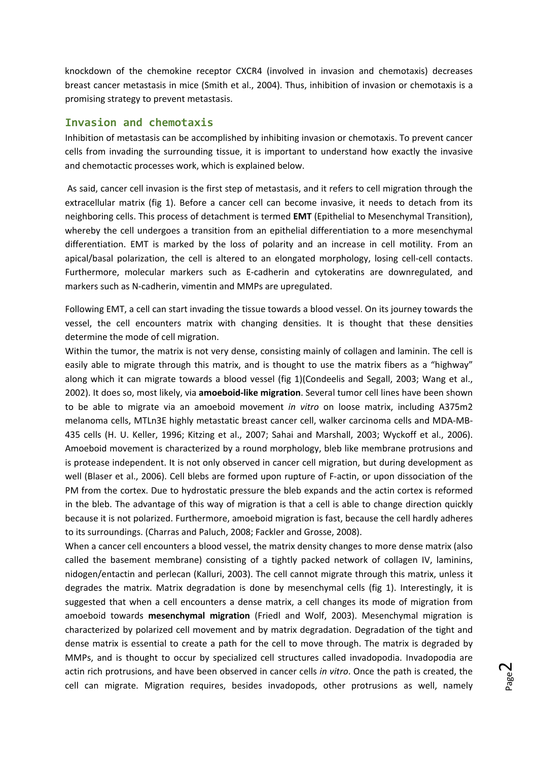knockdown of the chemokine receptor CXCR4 (involved in invasion and chemotaxis) decreases breast cancer metastasis in mice (Smith et al., 2004). Thus, inhibition of invasion or chemotaxis is a promising strategy to prevent metastasis.

## Invasion and chemotaxis

Inhibition of metastasis can be accomplished by inhibiting invasion or chemotaxis. To prevent cancer cells from invading the surrounding tissue, it is important to understand how exactly the invasive and chemotactic processes work, which is explained below.

As said, cancer cell invasion is the first step of metastasis, and it refers to cell migration through the extracellular matrix (fig 1). Before a cancer cell can become invasive, it needs to detach from its neighboring cells. This process of detachment is termed **EMT** (Epithelial to Mesenchymal Transition), whereby the cell undergoes a transition from an epithelial differentiation to a more mesenchymal differentiation. EMT is marked by the loss of polarity and an increase in cell motility. From an apical/basal polarization, the cell is altered to an elongated morphology, losing cell-cell contacts. Furthermore, molecular markers such as E-cadherin and cytokeratins are downregulated, and markers such as N-cadherin, vimentin and MMPs are upregulated.

Following EMT, a cell can start invading the tissue towards a blood vessel. On its journey towards the vessel, the cell encounters matrix with changing densities. It is thought that these densities determine the mode of cell migration.

Within the tumor, the matrix is not very dense, consisting mainly of collagen and laminin. The cell is easily able to migrate through this matrix, and is thought to use the matrix fibers as a "highway" along which it can migrate towards a blood vessel (fig 1)(Condeelis and Segall, 2003; Wang et al., 2002). It does so, most likely, via **amoeboid-like migration**. Several tumor cell lines have been shown to be able to migrate via an amoeboid movement *in vitro* on loose matrix, including A375m2 melanoma cells, MTLn3E highly metastatic breast cancer cell, walker carcinoma cells and MDA-MB-435 cells (H. U. Keller, 1996; Kitzing et al., 2007; Sahai and Marshall, 2003; Wyckoff et al., 2006). Amoeboid movement is characterized by a round morphology, bleb like membrane protrusions and is protease independent. It is not only observed in cancer cell migration, but during development as well (Blaser et al., 2006). Cell blebs are formed upon rupture of F-actin, or upon dissociation of the PM from the cortex. Due to hydrostatic pressure the bleb expands and the actin cortex is reformed in the bleb. The advantage of this way of migration is that a cell is able to change direction quickly because it is not polarized. Furthermore, amoeboid migration is fast, because the cell hardly adheres to its surroundings. (Charras and Paluch, 2008; Fackler and Grosse, 2008).

When a cancer cell encounters a blood vessel, the matrix density changes to more dense matrix (also called the basement membrane) consisting of a tightly packed network of collagen IV, laminins, nidogen/entactin and perlecan (Kalluri, 2003). The cell cannot migrate through this matrix, unless it degrades the matrix. Matrix degradation is done by mesenchymal cells (fig 1). Interestingly, it is suggested that when a cell encounters a dense matrix, a cell changes its mode of migration from amoeboid towards **mesenchymal migration** (Friedl and Wolf, 2003). Mesenchymal migration is characterized by polarized cell movement and by matrix degradation. Degradation of the tight and dense matrix is essential to create a path for the cell to move through. The matrix is degraded by MMPs, and is thought to occur by specialized cell structures called invadopodia. Invadopodia are actin rich protrusions, and have been observed in cancer cells *in vitro*. Once the path is created, the cell can migrate. Migration requires, besides invadopods, other protrusions as well, namely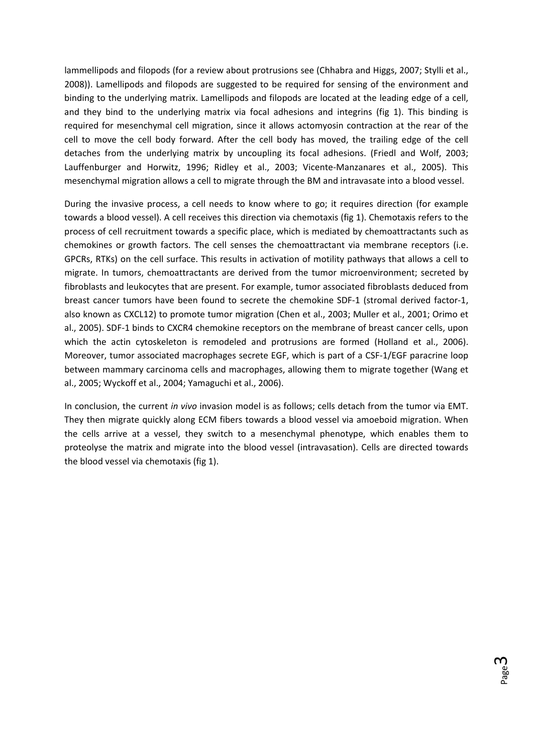lammellipods and filopods (for a review about protrusions see (Chhabra and Higgs, 2007; Stylli et al., 2008)). Lamellipods and filopods are suggested to be required for sensing of the environment and binding to the underlying matrix. Lamellipods and filopods are located at the leading edge of a cell, and they bind to the underlying matrix via focal adhesions and integrins (fig 1). This binding is required for mesenchymal cell migration, since it allows actomyosin contraction at the rear of the cell to move the cell body forward. After the cell body has moved, the trailing edge of the cell detaches from the underlying matrix by uncoupling its focal adhesions. (Friedl and Wolf, 2003; Lauffenburger and Horwitz, 1996; Ridley et al., 2003; Vicente-Manzanares et al., 2005). This mesenchymal migration allows a cell to migrate through the BM and intravasate into a blood vessel.

During the invasive process, a cell needs to know where to go; it requires direction (for example towards a blood vessel). A cell receives this direction via chemotaxis (fig 1). Chemotaxis refers to the process of cell recruitment towards a specific place, which is mediated by chemoattractants such as chemokines or growth factors. The cell senses the chemoattractant via membrane receptors (i.e. GPCRs, RTKs) on the cell surface. This results in activation of motility pathways that allows a cell to migrate. In tumors, chemoattractants are derived from the tumor microenvironment; secreted by fibroblasts and leukocytes that are present. For example, tumor associated fibroblasts deduced from breast cancer tumors have been found to secrete the chemokine SDF-1 (stromal derived factor-1, also known as CXCL12) to promote tumor migration (Chen et al., 2003; Muller et al., 2001; Orimo et al., 2005). SDF-1 binds to CXCR4 chemokine receptors on the membrane of breast cancer cells, upon which the actin cytoskeleton is remodeled and protrusions are formed (Holland et al., 2006). Moreover, tumor associated macrophages secrete EGF, which is part of a CSF-1/EGF paracrine loop between mammary carcinoma cells and macrophages, allowing them to migrate together (Wang et al., 2005; Wyckoff et al., 2004; Yamaguchi et al., 2006).

In conclusion, the current *in vivo* invasion model is as follows; cells detach from the tumor via EMT. They then migrate quickly along ECM fibers towards a blood vessel via amoeboid migration. When the cells arrive at a vessel, they switch to a mesenchymal phenotype, which enables them to proteolyse the matrix and migrate into the blood vessel (intravasation). Cells are directed towards the blood vessel via chemotaxis (fig 1).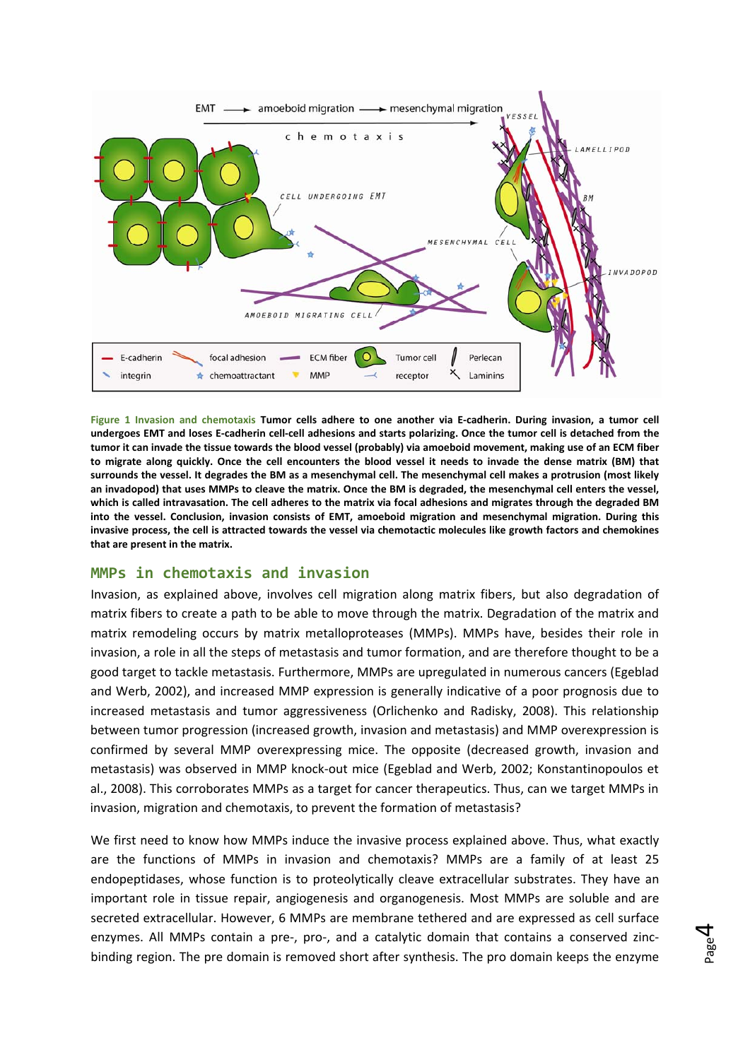**Figure 1 Invasion and chemotaxis** **Tumor cells adhere to one another via E-cadherin. During invasion, a tumor cell undergoes EMT and loses E-cadherin cell-cell adhesions and starts polarizing. Once the tumor cell is detached from the tumor it can invade the tissue towards the blood vessel (probably) via amoeboid movement, making use of an ECM fiber to migrate along quickly. Once the cell encounters the blood vessel it needs to invade the dense matrix (BM) that surrounds the vessel. It degrades the BM as a mesenchymal cell. The mesenchymal cell makes a protrusion (most likely an invadopod) that uses MMPs to cleave the matrix. Once the BM is degraded, the mesenchymal cell enters the vessel, which is called intravasation. The cell adheres to the matrix via focal adhesions and migrates through the degraded BM into the vessel. Conclusion, invasion consists of EMT, amoeboid migration and mesenchymal migration. During this invasive process, the cell is attracted towards the vessel via chemotactic molecules like growth factors and chemokines that are present in the matrix.**

## MMPs in chemotaxis and invasion

Invasion, as explained above, involves cell migration along matrix fibers, but also degradation of matrix fibers to create a path to be able to move through the matrix. Degradation of the matrix and matrix remodeling occurs by matrix metalloproteases (MMPs). MMPs have, besides their role in invasion, a role in all the steps of metastasis and tumor formation, and are therefore thought to be a good target to tackle metastasis. Furthermore, MMPs are upregulated in numerous cancers (Egeblad and Werb, 2002), and increased MMP expression is generally indicative of a poor prognosis due to increased metastasis and tumor aggressiveness (Orlichenko and Radisky, 2008). This relationship between tumor progression (increased growth, invasion and metastasis) and MMP overexpression is confirmed by several MMP overexpressing mice. The opposite (decreased growth, invasion and metastasis) was observed in MMP knock-out mice (Egeblad and Werb, 2002; Konstantinopoulos et al., 2008). This corroborates MMPs as a target for cancer therapeutics. Thus, can we target MMPs in invasion, migration and chemotaxis, to prevent the formation of metastasis?

We first need to know how MMPs induce the invasive process explained above. Thus, what exactly are the functions of MMPs in invasion and chemotaxis? MMPs are a family of at least 25 endopeptidases, whose function is to proteolytically cleave extracellular substrates. They have an important role in tissue repair, angiogenesis and organogenesis. Most MMPs are soluble and are secreted extracellular. However, 6 MMPs are membrane tethered and are expressed as cell surface enzymes. All MMPs contain a pre-, pro-, and a catalytic domain that contains a conserved zinc-binding region. The pre domain is removed short after synthesis. The pro domain keeps the enzyme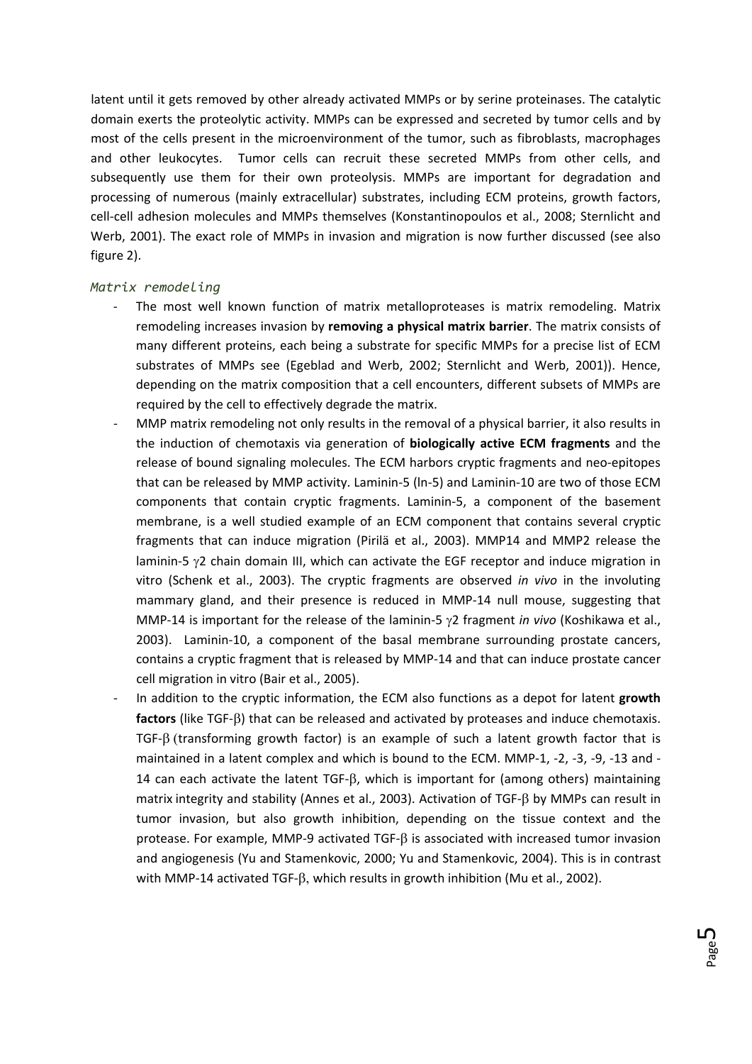latent until it gets removed by other already activated MMPs or by serine proteinases. The catalytic domain exerts the proteolytic activity. MMPs can be expressed and secreted by tumor cells and by most of the cells present in the microenvironment of the tumor, such as fibroblasts, macrophages and other leukocytes. Tumor cells can recruit these secreted MMPs from other cells, and subsequently use them for their own proteolysis. MMPs are important for degradation and processing of numerous (mainly extracellular) substrates, including ECM proteins, growth factors, cell-cell adhesion molecules and MMPs themselves (Konstantinopoulos et al., 2008; Sternlicht and Werb, 2001). The exact role of MMPs in invasion and migration is now further discussed (see also figure 2).

*Matrix remodeling*

- The most well known function of matrix metalloproteases is matrix remodeling. Matrix remodeling increases invasion by **removing a physical matrix barrier**. The matrix consists of many different proteins, each being a substrate for specific MMPs for a precise list of ECM substrates of MMPs see (Egeblad and Werb, 2002; Sternlicht and Werb, 2001)). Hence, depending on the matrix composition that a cell encounters, different subsets of MMPs are required by the cell to effectively degrade the matrix.
- MMP matrix remodeling not only results in the removal of a physical barrier, it also results in the induction of chemotaxis via generation of **biologically active ECM fragments** and the release of bound signaling molecules. The ECM harbors cryptic fragments and neo-epitopes that can be released by MMP activity. Laminin-5 (ln-5) and Laminin-10 are two of those ECM components that contain cryptic fragments. Laminin-5, a component of the basement membrane, is a well studied example of an ECM component that contains several cryptic fragments that can induce migration (Pirilä et al., 2003). MMP14 and MMP2 release the laminin-5 $\gamma 2$ chain domain III, which can activate the EGF receptor and induce migration in vitro (Schenk et al., 2003). The cryptic fragments are observed *in vivo* in the involuting mammary gland, and their presence is reduced in MMP-14 null mouse, suggesting that MMP-14 is important for the release of the laminin-5 $\gamma 2$ fragment *in vivo* (Koshikawa et al., 2003). Laminin-10, a component of the basal membrane surrounding prostate cancers, contains a cryptic fragment that is released by MMP-14 and that can induce prostate cancer cell migration in vitro (Bair et al., 2005).
- In addition to the cryptic information, the ECM also functions as a depot for latent **growth factors** (like TGF-$\beta$) that can be released and activated by proteases and induce chemotaxis. TGF-$\beta$ (transforming growth factor) is an example of such a latent growth factor that is maintained in a latent complex and which is bound to the ECM. MMP-1, -2, -3, -9, -13 and -14 can each activate the latent TGF-$\beta$, which is important for (among others) maintaining matrix integrity and stability (Annes et al., 2003). Activation of TGF-$\beta$ by MMPs can result in tumor invasion, but also growth inhibition, depending on the tissue context and the protease. For example, MMP-9 activated TGF-$\beta$ is associated with increased tumor invasion and angiogenesis (Yu and Stamenkovic, 2000; Yu and Stamenkovic, 2004). This is in contrast with MMP-14 activated TGF-$\beta$, which results in growth inhibition (Mu et al., 2002).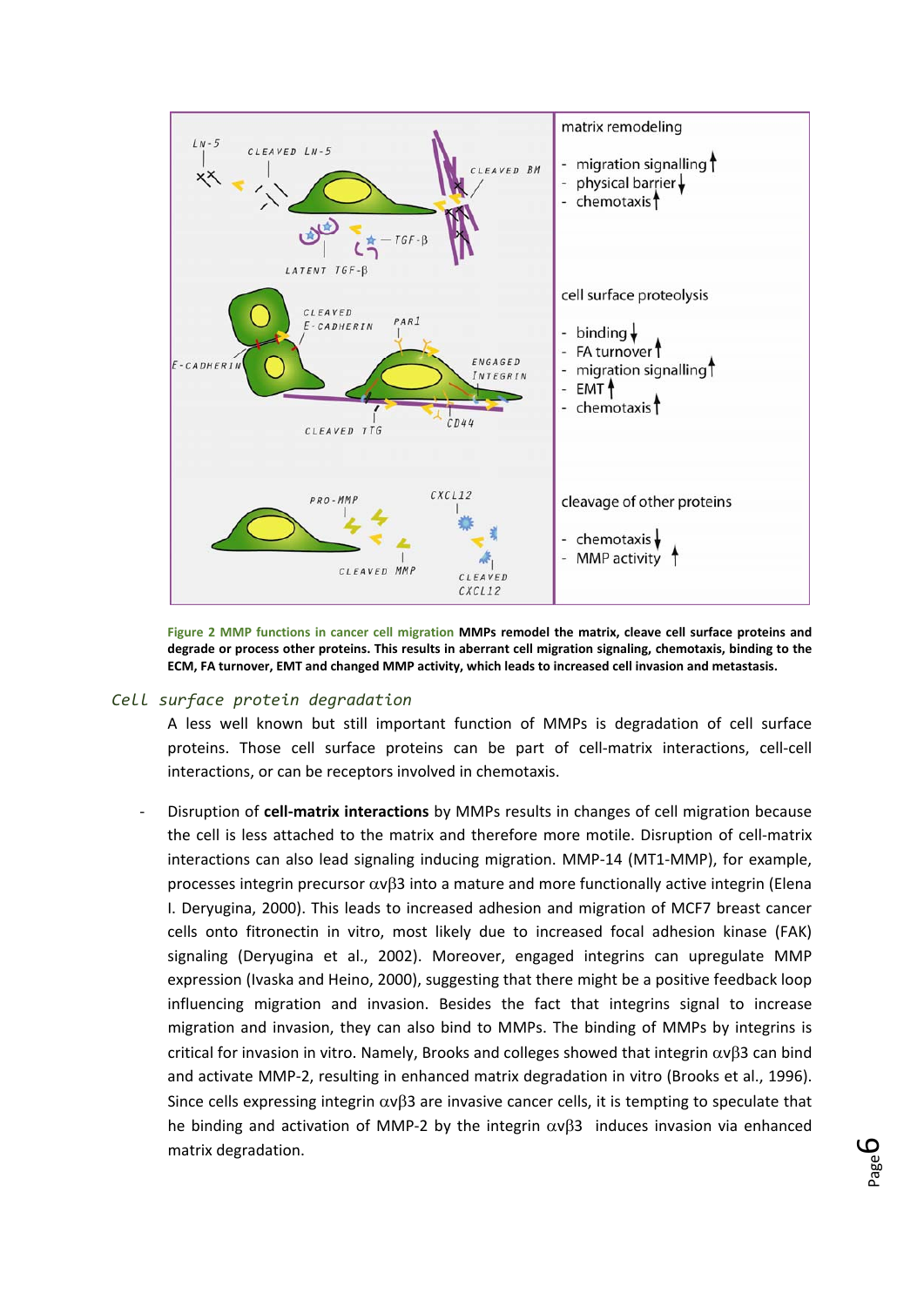matrix remodeling

- migration signalling ↑
- physical barrier ↓
- chemotaxis ↑

cell surface proteolysis

- binding ↓
- FA turnover ↑
- migration signalling ↑
- EMT ↑
- chemotaxis ↑

cleavage of other proteins

- chemotaxis ↓
- MMP activity ↑

**Figure 2 MMP functions in cancer cell migration** **MMPs remodel the matrix, cleave cell surface proteins and degrade or process other proteins. This results in aberrant cell migration signaling, chemotaxis, binding to the ECM, FA turnover, EMT and changed MMP activity, which leads to increased cell invasion and metastasis.**

### *Cell surface protein degradation*

A less well known but still important function of MMPs is degradation of cell surface proteins. Those cell surface proteins can be part of cell-matrix interactions, cell-cell interactions, or can be receptors involved in chemotaxis.

- Disruption of **cell-matrix interactions** by MMPs results in changes of cell migration because the cell is less attached to the matrix and therefore more motile. Disruption of cell-matrix interactions can also lead signaling inducing migration. MMP-14 (MT1-MMP), for example, processes integrin precursor $\alpha v\beta 3$ into a mature and more functionally active integrin (Elena I. Deryugina, 2000). This leads to increased adhesion and migration of MCF7 breast cancer cells onto fitronectin in vitro, most likely due to increased focal adhesion kinase (FAK) signaling (Deryugina et al., 2002). Moreover, engaged integrins can upregulate MMP expression (Ivaska and Heino, 2000), suggesting that there might be a positive feedback loop influencing migration and invasion. Besides the fact that integrins signal to increase migration and invasion, they can also bind to MMPs. The binding of MMPs by integrins is critical for invasion in vitro. Namely, Brooks and colleges showed that integrin $\alpha v\beta 3$ can bind and activate MMP-2, resulting in enhanced matrix degradation in vitro (Brooks et al., 1996). Since cells expressing integrin $\alpha v\beta 3$ are invasive cancer cells, it is tempting to speculate that he binding and activation of MMP-2 by the integrin $\alpha v\beta 3$ induces invasion via enhanced matrix degradation.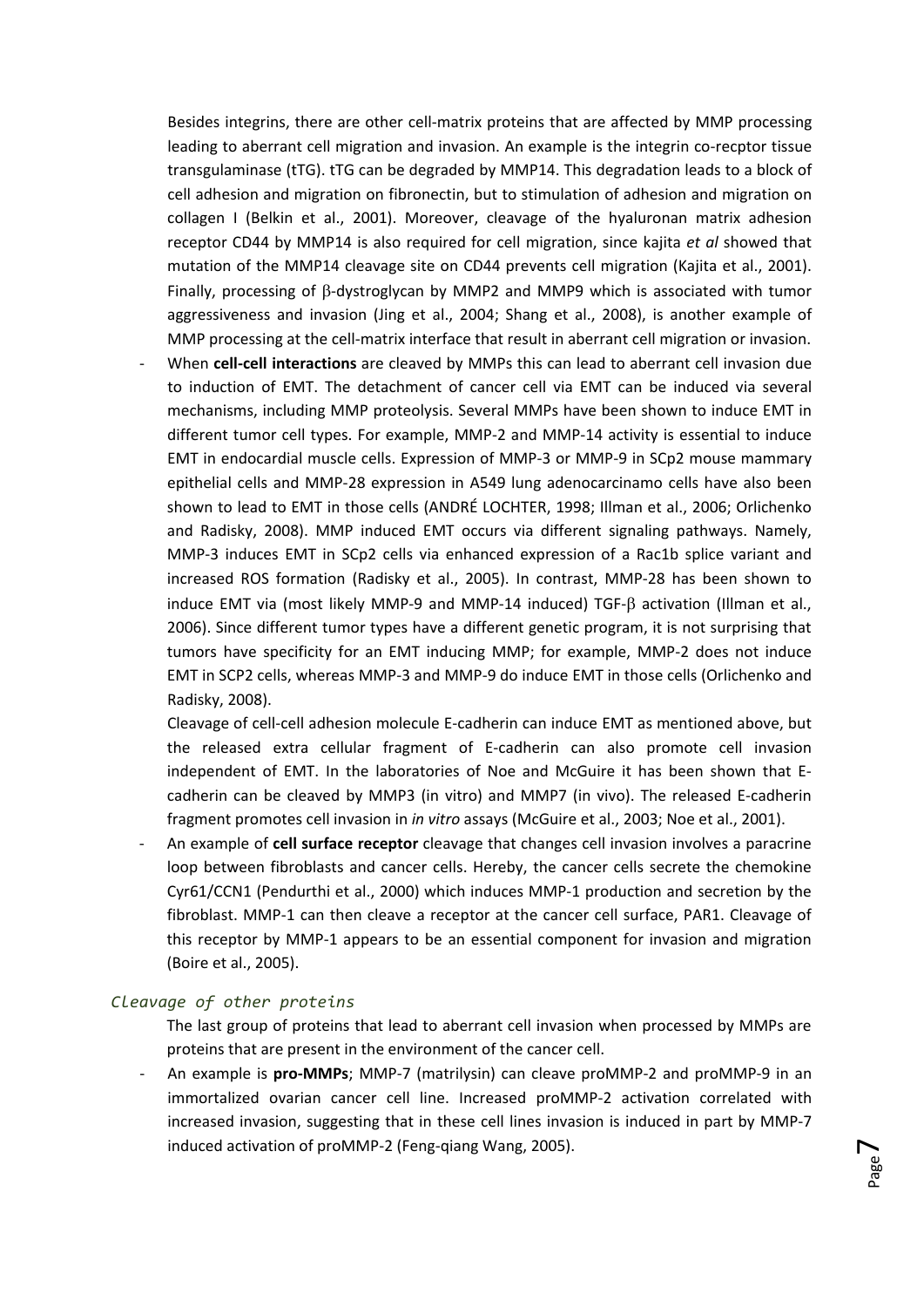Besides integrins, there are other cell-matrix proteins that are affected by MMP processing leading to aberrant cell migration and invasion. An example is the integrin co-recptor tissue transgulaminase (tTG). tTG can be degraded by MMP14. This degradation leads to a block of cell adhesion and migration on fibronectin, but to stimulation of adhesion and migration on collagen I (Belkin et al., 2001). Moreover, cleavage of the hyaluronan matrix adhesion receptor CD44 by MMP14 is also required for cell migration, since kajita *et al* showed that mutation of the MMP14 cleavage site on CD44 prevents cell migration (Kajita et al., 2001). Finally, processing of β-dystroglycan by MMP2 and MMP9 which is associated with tumor aggressiveness and invasion (Jing et al., 2004; Shang et al., 2008), is another example of MMP processing at the cell-matrix interface that result in aberrant cell migration or invasion.

- When **cell-cell interactions** are cleaved by MMPs this can lead to aberrant cell invasion due to induction of EMT. The detachment of cancer cell via EMT can be induced via several mechanisms, including MMP proteolysis. Several MMPs have been shown to induce EMT in different tumor cell types. For example, MMP-2 and MMP-14 activity is essential to induce EMT in endocardial muscle cells. Expression of MMP-3 or MMP-9 in SCp2 mouse mammary epithelial cells and MMP-28 expression in A549 lung adenocarcinamo cells have also been shown to lead to EMT in those cells (ANDRÉ LOCHTER, 1998; Illman et al., 2006; Orlichenko and Radisky, 2008). MMP induced EMT occurs via different signaling pathways. Namely, MMP-3 induces EMT in SCp2 cells via enhanced expression of a Rac1b splice variant and increased ROS formation (Radisky et al., 2005). In contrast, MMP-28 has been shown to induce EMT via (most likely MMP-9 and MMP-14 induced) TGF-β activation (Illman et al., 2006). Since different tumor types have a different genetic program, it is not surprising that tumors have specificity for an EMT inducing MMP; for example, MMP-2 does not induce EMT in SCP2 cells, whereas MMP-3 and MMP-9 do induce EMT in those cells (Orlichenko and Radisky, 2008).

  Cleavage of cell-cell adhesion molecule E-cadherin can induce EMT as mentioned above, but the released extra cellular fragment of E-cadherin can also promote cell invasion independent of EMT. In the laboratories of Noe and McGuire it has been shown that E-cadherin can be cleaved by MMP3 (in vitro) and MMP7 (in vivo). The released E-cadherin fragment promotes cell invasion in *in vitro* assays (McGuire et al., 2003; Noe et al., 2001).

- An example of **cell surface receptor** cleavage that changes cell invasion involves a paracrine loop between fibroblasts and cancer cells. Hereby, the cancer cells secrete the chemokine Cyr61/CCN1 (Pendurthi et al., 2000) which induces MMP-1 production and secretion by the fibroblast. MMP-1 can then cleave a receptor at the cancer cell surface, PAR1. Cleavage of this receptor by MMP-1 appears to be an essential component for invasion and migration (Boire et al., 2005).

### *Cleavage of other proteins*

The last group of proteins that lead to aberrant cell invasion when processed by MMPs are proteins that are present in the environment of the cancer cell.

- An example is **pro-MMPs**; MMP-7 (matrilysin) can cleave proMMP-2 and proMMP-9 in an immortalized ovarian cancer cell line. Increased proMMP-2 activation correlated with increased invasion, suggesting that in these cell lines invasion is induced in part by MMP-7 induced activation of proMMP-2 (Feng-qiang Wang, 2005).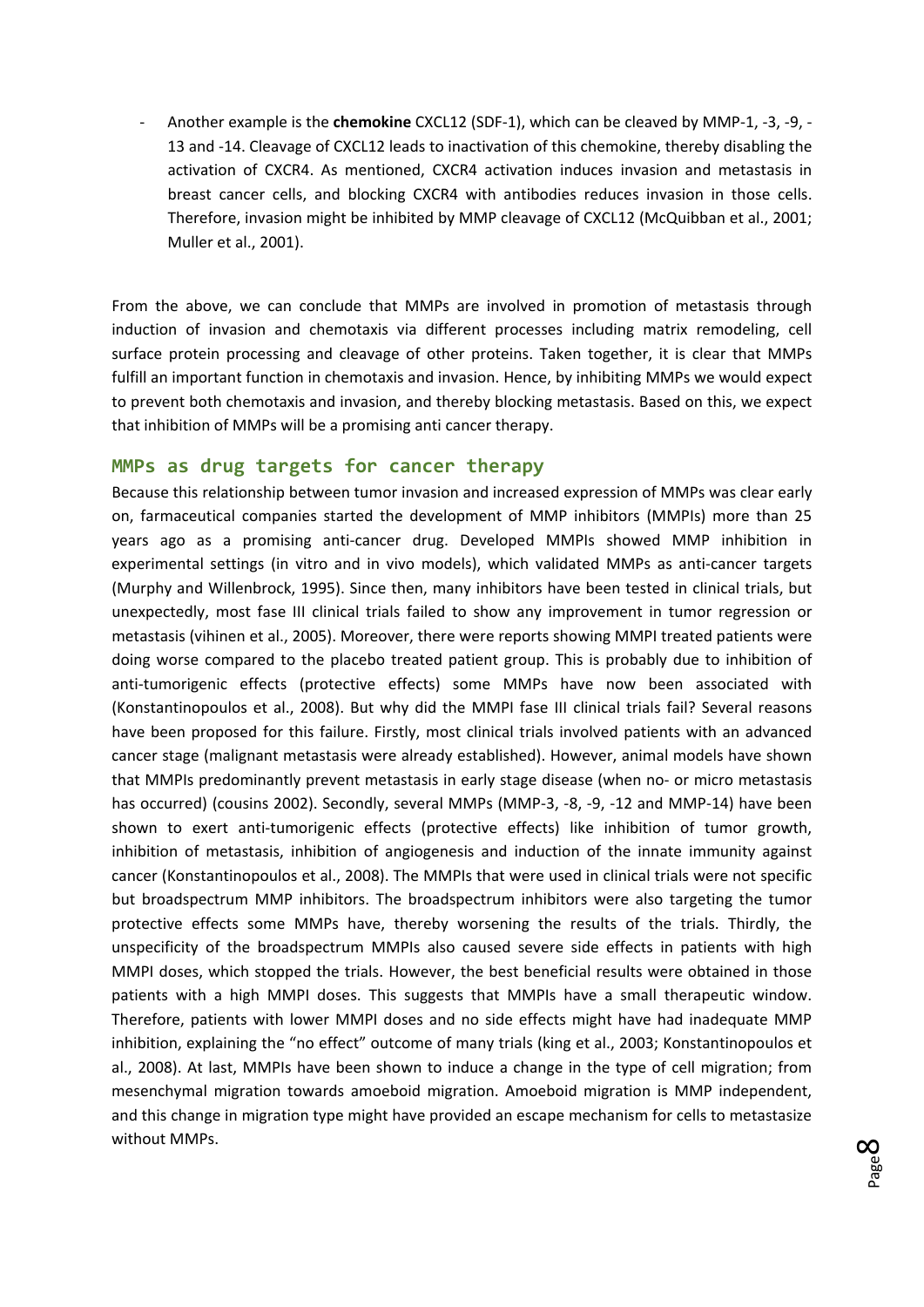- Another example is the **chemokine** CXCL12 (SDF-1), which can be cleaved by MMP-1, -3, -9, -13 and -14. Cleavage of CXCL12 leads to inactivation of this chemokine, thereby disabling the activation of CXCR4. As mentioned, CXCR4 activation induces invasion and metastasis in breast cancer cells, and blocking CXCR4 with antibodies reduces invasion in those cells. Therefore, invasion might be inhibited by MMP cleavage of CXCL12 (McQuibban et al., 2001; Muller et al., 2001).

From the above, we can conclude that MMPs are involved in promotion of metastasis through induction of invasion and chemotaxis via different processes including matrix remodeling, cell surface protein processing and cleavage of other proteins. Taken together, it is clear that MMPs fulfill an important function in chemotaxis and invasion. Hence, by inhibiting MMPs we would expect to prevent both chemotaxis and invasion, and thereby blocking metastasis. Based on this, we expect that inhibition of MMPs will be a promising anti cancer therapy.

## MMPs as drug targets for cancer therapy

Because this relationship between tumor invasion and increased expression of MMPs was clear early on, farmaceutical companies started the development of MMP inhibitors (MMPIs) more than 25 years ago as a promising anti-cancer drug. Developed MMPIs showed MMP inhibition in experimental settings (in vitro and in vivo models), which validated MMPs as anti-cancer targets (Murphy and Willenbrock, 1995). Since then, many inhibitors have been tested in clinical trials, but unexpectedly, most fase III clinical trials failed to show any improvement in tumor regression or metastasis (vihinen et al., 2005). Moreover, there were reports showing MMPI treated patients were doing worse compared to the placebo treated patient group. This is probably due to inhibition of anti-tumorigenic effects (protective effects) some MMPs have now been associated with (Konstantinopoulos et al., 2008). But why did the MMPI fase III clinical trials fail? Several reasons have been proposed for this failure. Firstly, most clinical trials involved patients with an advanced cancer stage (malignant metastasis were already established). However, animal models have shown that MMPIs predominantly prevent metastasis in early stage disease (when no- or micro metastasis has occurred) (cousins 2002). Secondly, several MMPs (MMP-3, -8, -9, -12 and MMP-14) have been shown to exert anti-tumorigenic effects (protective effects) like inhibition of tumor growth, inhibition of metastasis, inhibition of angiogenesis and induction of the innate immunity against cancer (Konstantinopoulos et al., 2008). The MMPIs that were used in clinical trials were not specific but broadspectrum MMP inhibitors. The broadspectrum inhibitors were also targeting the tumor protective effects some MMPs have, thereby worsening the results of the trials. Thirdly, the unspecificity of the broadspectrum MMPIs also caused severe side effects in patients with high MMPI doses, which stopped the trials. However, the best beneficial results were obtained in those patients with a high MMPI doses. This suggests that MMPIs have a small therapeutic window. Therefore, patients with lower MMPI doses and no side effects might have had inadequate MMP inhibition, explaining the "no effect" outcome of many trials (king et al., 2003; Konstantinopoulos et al., 2008). At last, MMPIs have been shown to induce a change in the type of cell migration; from mesenchymal migration towards amoeboid migration. Amoeboid migration is MMP independent, and this change in migration type might have provided an escape mechanism for cells to metastasize without MMPs.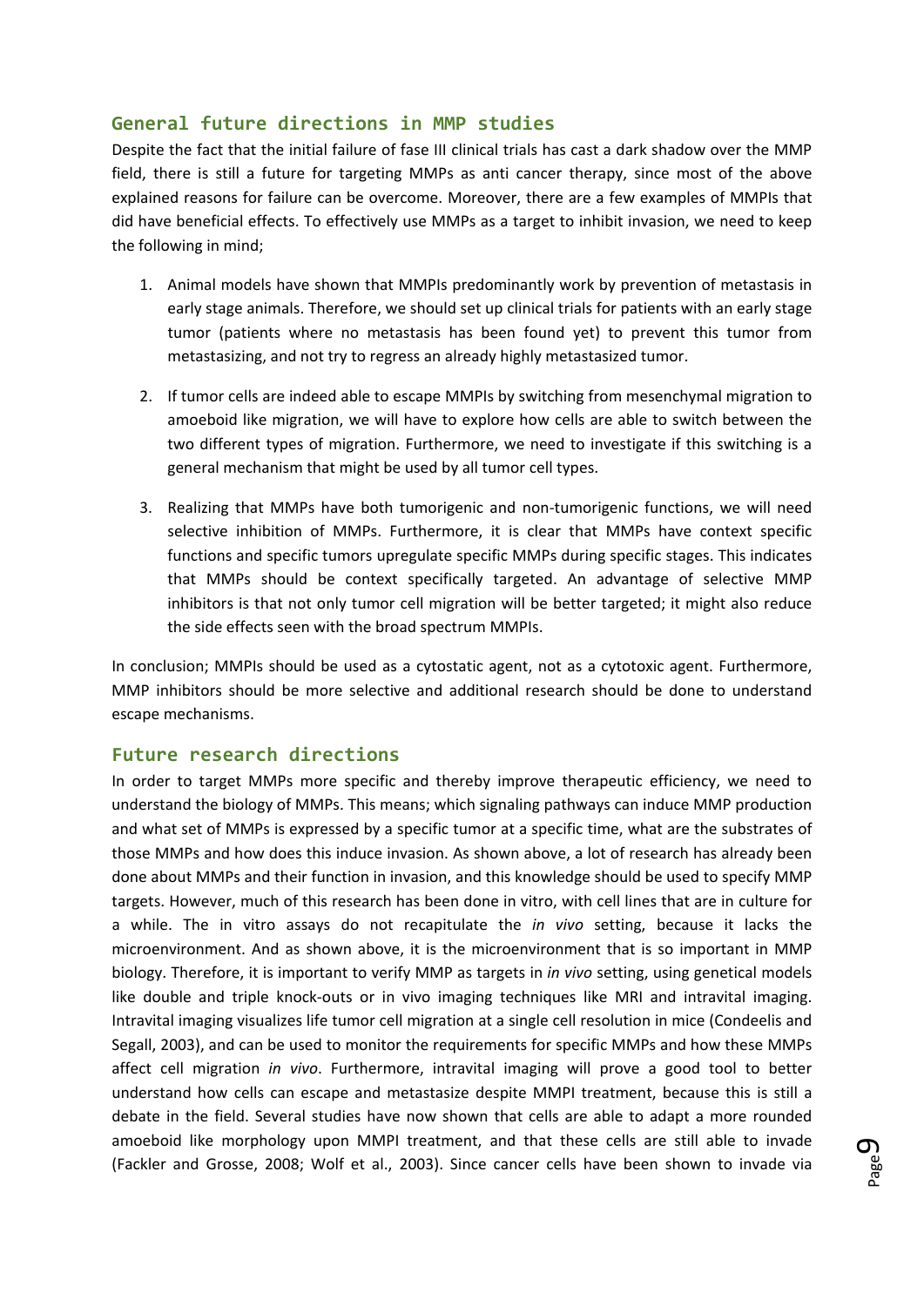## General future directions in MMP studies

Despite the fact that the initial failure of fase III clinical trials has cast a dark shadow over the MMP field, there is still a future for targeting MMPs as anti cancer therapy, since most of the above explained reasons for failure can be overcome. Moreover, there are a few examples of MMPIs that did have beneficial effects. To effectively use MMPs as a target to inhibit invasion, we need to keep the following in mind;

1. Animal models have shown that MMPIs predominantly work by prevention of metastasis in early stage animals. Therefore, we should set up clinical trials for patients with an early stage tumor (patients where no metastasis has been found yet) to prevent this tumor from metastasizing, and not try to regress an already highly metastasized tumor.

2. If tumor cells are indeed able to escape MMPIs by switching from mesenchymal migration to amoeboid like migration, we will have to explore how cells are able to switch between the two different types of migration. Furthermore, we need to investigate if this switching is a general mechanism that might be used by all tumor cell types.

3. Realizing that MMPs have both tumorigenic and non-tumorigenic functions, we will need selective inhibition of MMPs. Furthermore, it is clear that MMPs have context specific functions and specific tumors upregulate specific MMPs during specific stages. This indicates that MMPs should be context specifically targeted. An advantage of selective MMP inhibitors is that not only tumor cell migration will be better targeted; it might also reduce the side effects seen with the broad spectrum MMPIs.

In conclusion; MMPIs should be used as a cytostatic agent, not as a cytotoxic agent. Furthermore, MMP inhibitors should be more selective and additional research should be done to understand escape mechanisms.

## Future research directions

In order to target MMPs more specific and thereby improve therapeutic efficiency, we need to understand the biology of MMPs. This means; which signaling pathways can induce MMP production and what set of MMPs is expressed by a specific tumor at a specific time, what are the substrates of those MMPs and how does this induce invasion. As shown above, a lot of research has already been done about MMPs and their function in invasion, and this knowledge should be used to specify MMP targets. However, much of this research has been done in vitro, with cell lines that are in culture for a while. The in vitro assays do not recapitulate the *in vivo* setting, because it lacks the microenvironment. And as shown above, it is the microenvironment that is so important in MMP biology. Therefore, it is important to verify MMP as targets in *in vivo* setting, using genetical models like double and triple knock-outs or in vivo imaging techniques like MRI and intravital imaging. Intravital imaging visualizes life tumor cell migration at a single cell resolution in mice (Condeelis and Segall, 2003), and can be used to monitor the requirements for specific MMPs and how these MMPs affect cell migration *in vivo*. Furthermore, intravital imaging will prove a good tool to better understand how cells can escape and metastasize despite MMPI treatment, because this is still a debate in the field. Several studies have now shown that cells are able to adapt a more rounded amoeboid like morphology upon MMPI treatment, and that these cells are still able to invade (Fackler and Grosse, 2008; Wolf et al., 2003). Since cancer cells have been shown to invade via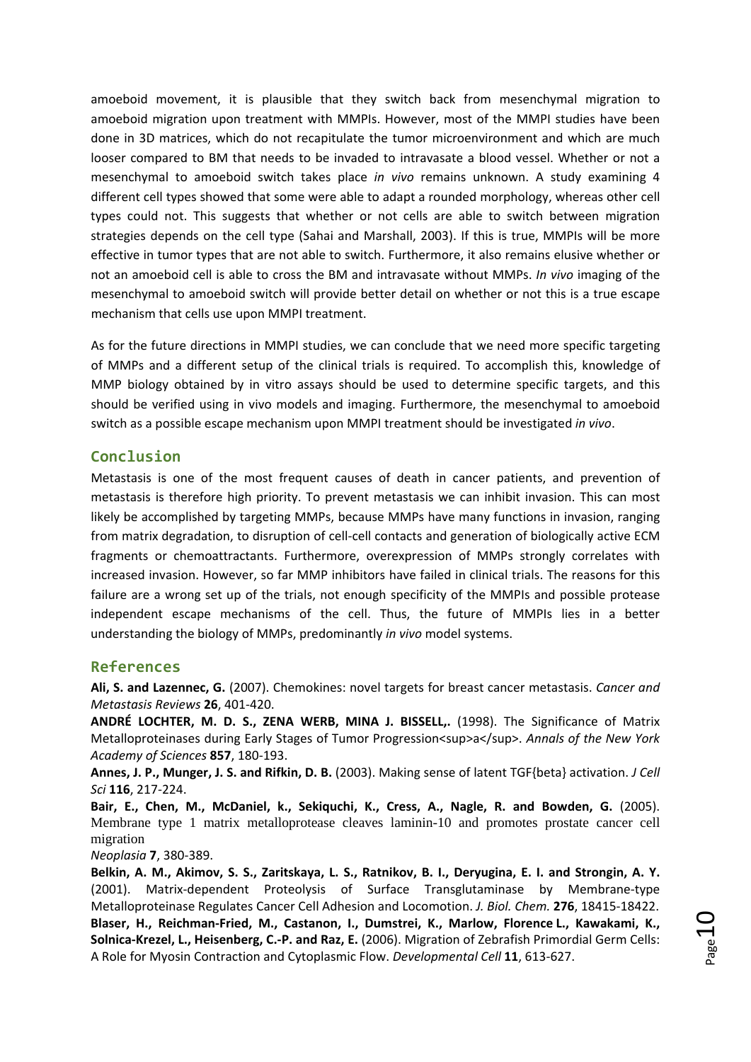amoeboid movement, it is plausible that they switch back from mesenchymal migration to amoeboid migration upon treatment with MMPIs. However, most of the MMPI studies have been done in 3D matrices, which do not recapitulate the tumor microenvironment and which are much looser compared to BM that needs to be invaded to intravasate a blood vessel. Whether or not a mesenchymal to amoeboid switch takes place *in vivo* remains unknown. A study examining 4 different cell types showed that some were able to adapt a rounded morphology, whereas other cell types could not. This suggests that whether or not cells are able to switch between migration strategies depends on the cell type (Sahai and Marshall, 2003). If this is true, MMPIs will be more effective in tumor types that are not able to switch. Furthermore, it also remains elusive whether or not an amoeboid cell is able to cross the BM and intravasate without MMPs. *In vivo* imaging of the mesenchymal to amoeboid switch will provide better detail on whether or not this is a true escape mechanism that cells use upon MMPI treatment.

As for the future directions in MMPI studies, we can conclude that we need more specific targeting of MMPs and a different setup of the clinical trials is required. To accomplish this, knowledge of MMP biology obtained by in vitro assays should be used to determine specific targets, and this should be verified using in vivo models and imaging. Furthermore, the mesenchymal to amoeboid switch as a possible escape mechanism upon MMPI treatment should be investigated *in vivo*.

## Conclusion

Metastasis is one of the most frequent causes of death in cancer patients, and prevention of metastasis is therefore high priority. To prevent metastasis we can inhibit invasion. This can most likely be accomplished by targeting MMPs, because MMPs have many functions in invasion, ranging from matrix degradation, to disruption of cell-cell contacts and generation of biologically active ECM fragments or chemoattractants. Furthermore, overexpression of MMPs strongly correlates with increased invasion. However, so far MMP inhibitors have failed in clinical trials. The reasons for this failure are a wrong set up of the trials, not enough specificity of the MMPIs and possible protease independent escape mechanisms of the cell. Thus, the future of MMPIs lies in a better understanding the biology of MMPs, predominantly *in vivo* model systems.

## References

**Ali, S. and Lazennec, G.** (2007). Chemokines: novel targets for breast cancer metastasis. *Cancer and Metastasis Reviews* **26**, 401-420.

**ANDRÉ LOCHTER, M. D. S., ZENA WERB, MINA J. BISSELL,.** (1998). The Significance of Matrix Metalloproteinases during Early Stages of Tumor Progression<sup>a</sup>. *Annals of the New York Academy of Sciences* **857**, 180-193.

**Annes, J. P., Munger, J. S. and Rifkin, D. B.** (2003). Making sense of latent TGF{beta} activation. *J Cell Sci* **116**, 217-224.

**Bair, E., Chen, M., McDaniel, k., Sekiquchi, K., Cress, A., Nagle, R. and Bowden, G.** (2005). Membrane type 1 matrix metalloprotease cleaves laminin-10 and promotes prostate cancer cell migration *Neoplasia* **7**, 380-389.

**Belkin, A. M., Akimov, S. S., Zaritskaya, L. S., Ratnikov, B. I., Deryugina, E. I. and Strongin, A. Y.** (2001). Matrix-dependent Proteolysis of Surface Transglutaminase by Membrane-type Metalloproteinase Regulates Cancer Cell Adhesion and Locomotion. *J. Biol. Chem.* **276**, 18415-18422.

**Blaser, H., Reichman-Fried, M., Castanon, I., Dumstrei, K., Marlow, Florence L., Kawakami, K., Solnica-Krezel, L., Heisenberg, C.-P. and Raz, E.** (2006). Migration of Zebrafish Primordial Germ Cells: A Role for Myosin Contraction and Cytoplasmic Flow. *Developmental Cell* **11**, 613-627.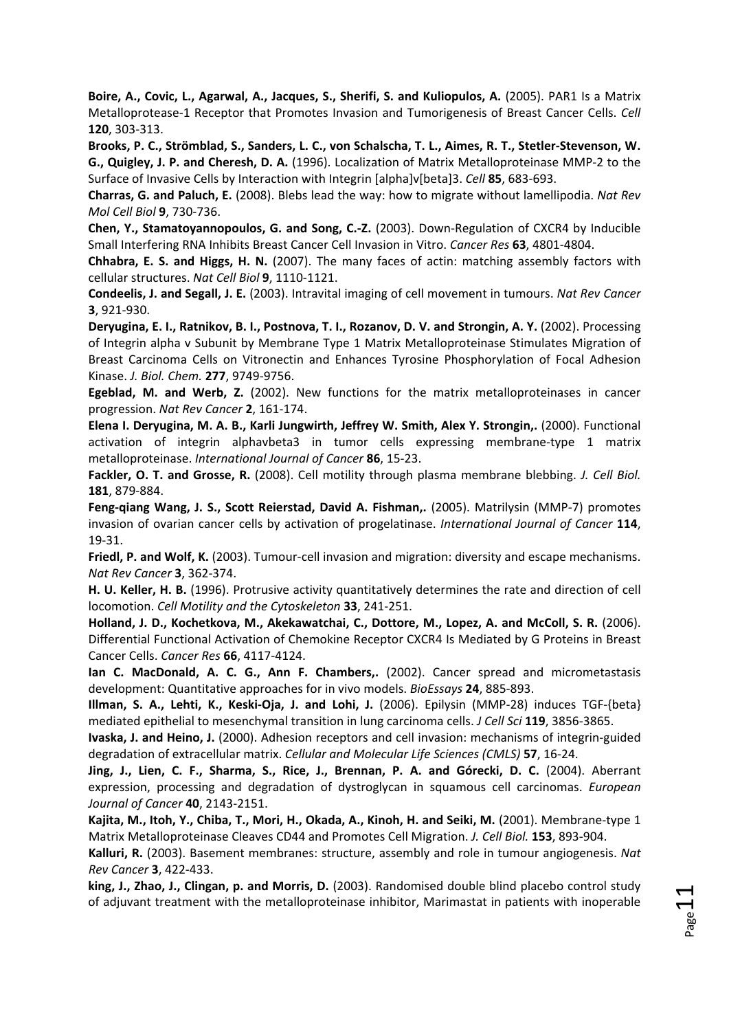**Boire, A., Covic, L., Agarwal, A., Jacques, S., Sherifi, S. and Kuliopulos, A.** (2005). PAR1 Is a Matrix Metalloprotease-1 Receptor that Promotes Invasion and Tumorigenesis of Breast Cancer Cells. *Cell* **120**, 303-313.

**Brooks, P. C., Strömblad, S., Sanders, L. C., von Schalscha, T. L., Aimes, R. T., Stetler-Stevenson, W. G., Quigley, J. P. and Cheresh, D. A.** (1996). Localization of Matrix Metalloproteinase MMP-2 to the Surface of Invasive Cells by Interaction with Integrin [alpha]v[beta]3. *Cell* **85**, 683-693.

**Charras, G. and Paluch, E.** (2008). Blebs lead the way: how to migrate without lamellipodia. *Nat Rev Mol Cell Biol* **9**, 730-736.

**Chen, Y., Stamatoyannopoulos, G. and Song, C.-Z.** (2003). Down-Regulation of CXCR4 by Inducible Small Interfering RNA Inhibits Breast Cancer Cell Invasion in Vitro. *Cancer Res* **63**, 4801-4804.

**Chhabra, E. S. and Higgs, H. N.** (2007). The many faces of actin: matching assembly factors with cellular structures. *Nat Cell Biol* **9**, 1110-1121.

**Condeelis, J. and Segall, J. E.** (2003). Intravital imaging of cell movement in tumours. *Nat Rev Cancer* **3**, 921-930.

**Deryugina, E. I., Ratnikov, B. I., Postnova, T. I., Rozanov, D. V. and Strongin, A. Y.** (2002). Processing of Integrin alpha v Subunit by Membrane Type 1 Matrix Metalloproteinase Stimulates Migration of Breast Carcinoma Cells on Vitronectin and Enhances Tyrosine Phosphorylation of Focal Adhesion Kinase. *J. Biol. Chem.* **277**, 9749-9756.

**Egeblad, M. and Werb, Z.** (2002). New functions for the matrix metalloproteinases in cancer progression. *Nat Rev Cancer* **2**, 161-174.

**Elena I. Deryugina, M. A. B., Karli Jungwirth, Jeffrey W. Smith, Alex Y. Strongin,.** (2000). Functional activation of integrin alphavbeta3 in tumor cells expressing membrane-type 1 matrix metalloproteinase. *International Journal of Cancer* **86**, 15-23.

**Fackler, O. T. and Grosse, R.** (2008). Cell motility through plasma membrane blebbing. *J. Cell Biol.* **181**, 879-884.

**Feng-qiang Wang, J. S., Scott Reierstad, David A. Fishman,.** (2005). Matrilysin (MMP-7) promotes invasion of ovarian cancer cells by activation of progelatinase. *International Journal of Cancer* **114**, 19-31.

**Friedl, P. and Wolf, K.** (2003). Tumour-cell invasion and migration: diversity and escape mechanisms. *Nat Rev Cancer* **3**, 362-374.

**H. U. Keller, H. B.** (1996). Protrusive activity quantitatively determines the rate and direction of cell locomotion. *Cell Motility and the Cytoskeleton* **33**, 241-251.

**Holland, J. D., Kochetkova, M., Akekawatchai, C., Dottore, M., Lopez, A. and McColl, S. R.** (2006). Differential Functional Activation of Chemokine Receptor CXCR4 Is Mediated by G Proteins in Breast Cancer Cells. *Cancer Res* **66**, 4117-4124.

**Ian C. MacDonald, A. C. G., Ann F. Chambers,.** (2002). Cancer spread and micrometastasis development: Quantitative approaches for in vivo models. *BioEssays* **24**, 885-893.

**Illman, S. A., Lehti, K., Keski-Oja, J. and Lohi, J.** (2006). Epilysin (MMP-28) induces TGF-{beta} mediated epithelial to mesenchymal transition in lung carcinoma cells. *J Cell Sci* **119**, 3856-3865.

**Ivaska, J. and Heino, J.** (2000). Adhesion receptors and cell invasion: mechanisms of integrin-guided degradation of extracellular matrix. *Cellular and Molecular Life Sciences (CMLS)* **57**, 16-24.

**Jing, J., Lien, C. F., Sharma, S., Rice, J., Brennan, P. A. and Górecki, D. C.** (2004). Aberrant expression, processing and degradation of dystroglycan in squamous cell carcinomas. *European Journal of Cancer* **40**, 2143-2151.

**Kajita, M., Itoh, Y., Chiba, T., Mori, H., Okada, A., Kinoh, H. and Seiki, M.** (2001). Membrane-type 1 Matrix Metalloproteinase Cleaves CD44 and Promotes Cell Migration. *J. Cell Biol.* **153**, 893-904.

**Kalluri, R.** (2003). Basement membranes: structure, assembly and role in tumour angiogenesis. *Nat Rev Cancer* **3**, 422-433.

**king, J., Zhao, J., Clingan, p. and Morris, D.** (2003). Randomised double blind placebo control study of adjuvant treatment with the metalloproteinase inhibitor, Marimastat in patients with inoperable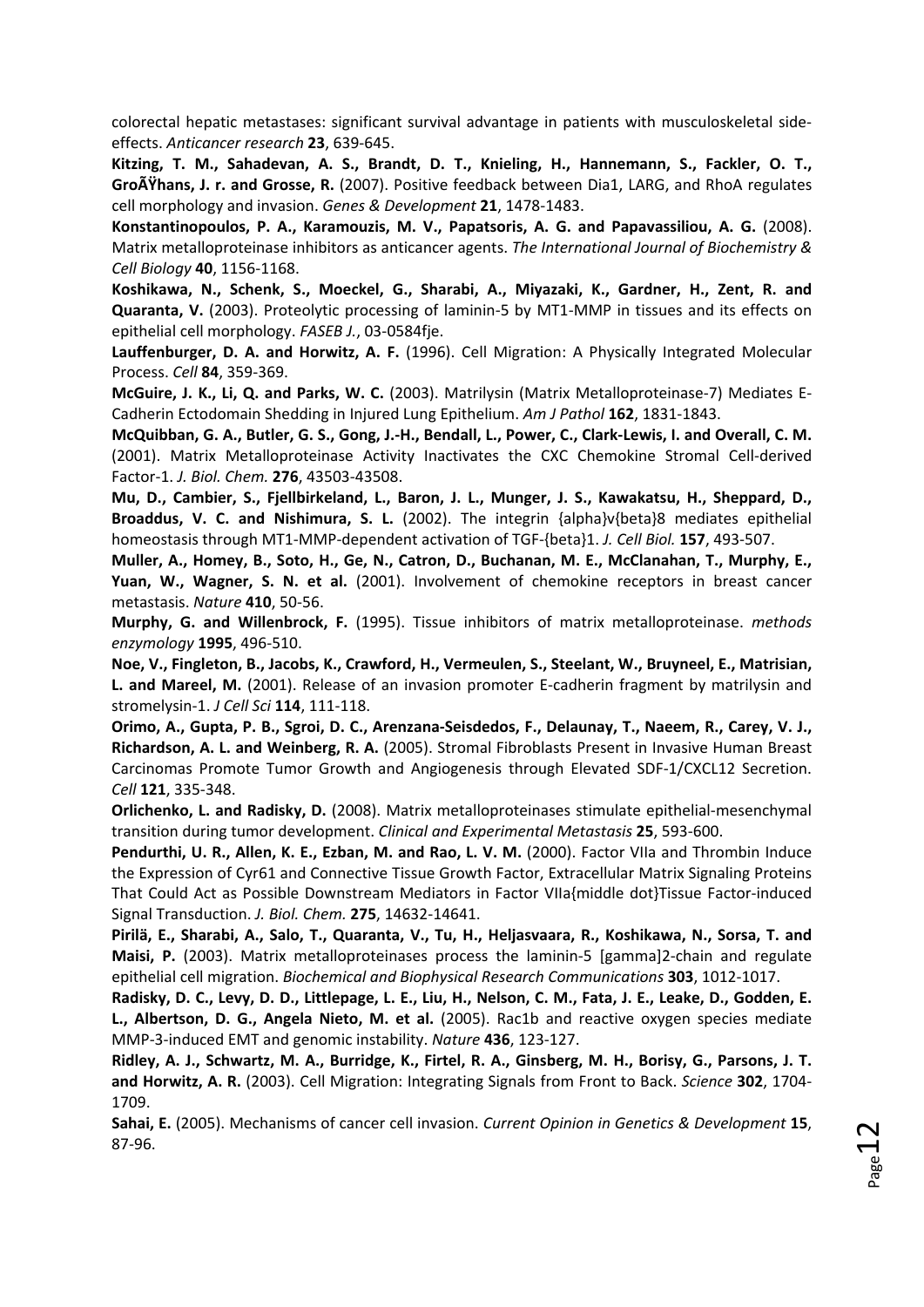colorectal hepatic metastases: significant survival advantage in patients with musculoskeletal side-effects. *Anticancer research* **23**, 639-645.

**Kitzing, T. M., Sahadevan, A. S., Brandt, D. T., Knieling, H., Hannemann, S., Fackler, O. T., GroÃŸhans, J. r. and Grosse, R.** (2007). Positive feedback between Dia1, LARG, and RhoA regulates cell morphology and invasion. *Genes & Development* **21**, 1478-1483.

**Konstantinopoulos, P. A., Karamouzis, M. V., Papatsoris, A. G. and Papavassiliou, A. G.** (2008). Matrix metalloproteinase inhibitors as anticancer agents. *The International Journal of Biochemistry & Cell Biology* **40**, 1156-1168.

**Koshikawa, N., Schenk, S., Moeckel, G., Sharabi, A., Miyazaki, K., Gardner, H., Zent, R. and Quaranta, V.** (2003). Proteolytic processing of laminin-5 by MT1-MMP in tissues and its effects on epithelial cell morphology. *FASEB J.*, 03-0584fje.

**Lauffenburger, D. A. and Horwitz, A. F.** (1996). Cell Migration: A Physically Integrated Molecular Process. *Cell* **84**, 359-369.

**McGuire, J. K., Li, Q. and Parks, W. C.** (2003). Matrilysin (Matrix Metalloproteinase-7) Mediates E-Cadherin Ectodomain Shedding in Injured Lung Epithelium. *Am J Pathol* **162**, 1831-1843.

**McQuibban, G. A., Butler, G. S., Gong, J.-H., Bendall, L., Power, C., Clark-Lewis, I. and Overall, C. M.** (2001). Matrix Metalloproteinase Activity Inactivates the CXC Chemokine Stromal Cell-derived Factor-1. *J. Biol. Chem.* **276**, 43503-43508.

**Mu, D., Cambier, S., Fjellbirkeland, L., Baron, J. L., Munger, J. S., Kawakatsu, H., Sheppard, D., Broaddus, V. C. and Nishimura, S. L.** (2002). The integrin {alpha}v{beta}8 mediates epithelial homeostasis through MT1-MMP-dependent activation of TGF-{beta}1. *J. Cell Biol.* **157**, 493-507.

**Muller, A., Homey, B., Soto, H., Ge, N., Catron, D., Buchanan, M. E., McClanahan, T., Murphy, E., Yuan, W., Wagner, S. N. et al.** (2001). Involvement of chemokine receptors in breast cancer metastasis. *Nature* **410**, 50-56.

**Murphy, G. and Willenbrock, F.** (1995). Tissue inhibitors of matrix metalloproteinase. *methods enzymology* **1995**, 496-510.

**Noe, V., Fingleton, B., Jacobs, K., Crawford, H., Vermeulen, S., Steelant, W., Bruyneel, E., Matrisian, L. and Mareel, M.** (2001). Release of an invasion promoter E-cadherin fragment by matrilysin and stromelysin-1. *J Cell Sci* **114**, 111-118.

**Orimo, A., Gupta, P. B., Sgroi, D. C., Arenzana-Seisdedos, F., Delaunay, T., Naeem, R., Carey, V. J., Richardson, A. L. and Weinberg, R. A.** (2005). Stromal Fibroblasts Present in Invasive Human Breast Carcinomas Promote Tumor Growth and Angiogenesis through Elevated SDF-1/CXCL12 Secretion. *Cell* **121**, 335-348.

**Orlichenko, L. and Radisky, D.** (2008). Matrix metalloproteinases stimulate epithelial-mesenchymal transition during tumor development. *Clinical and Experimental Metastasis* **25**, 593-600.

**Pendurthi, U. R., Allen, K. E., Ezban, M. and Rao, L. V. M.** (2000). Factor VIIa and Thrombin Induce the Expression of Cyr61 and Connective Tissue Growth Factor, Extracellular Matrix Signaling Proteins That Could Act as Possible Downstream Mediators in Factor VIIa{middle dot}Tissue Factor-induced Signal Transduction. *J. Biol. Chem.* **275**, 14632-14641.

**Pirilä, E., Sharabi, A., Salo, T., Quaranta, V., Tu, H., Heljasvaara, R., Koshikawa, N., Sorsa, T. and Maisi, P.** (2003). Matrix metalloproteinases process the laminin-5 [gamma]2-chain and regulate epithelial cell migration. *Biochemical and Biophysical Research Communications* **303**, 1012-1017.

**Radisky, D. C., Levy, D. D., Littlepage, L. E., Liu, H., Nelson, C. M., Fata, J. E., Leake, D., Godden, E. L., Albertson, D. G., Angela Nieto, M. et al.** (2005). Rac1b and reactive oxygen species mediate MMP-3-induced EMT and genomic instability. *Nature* **436**, 123-127.

**Ridley, A. J., Schwartz, M. A., Burridge, K., Firtel, R. A., Ginsberg, M. H., Borisy, G., Parsons, J. T. and Horwitz, A. R.** (2003). Cell Migration: Integrating Signals from Front to Back. *Science* **302**, 1704-1709.

**Sahai, E.** (2005). Mechanisms of cancer cell invasion. *Current Opinion in Genetics & Development* **15**, 87-96.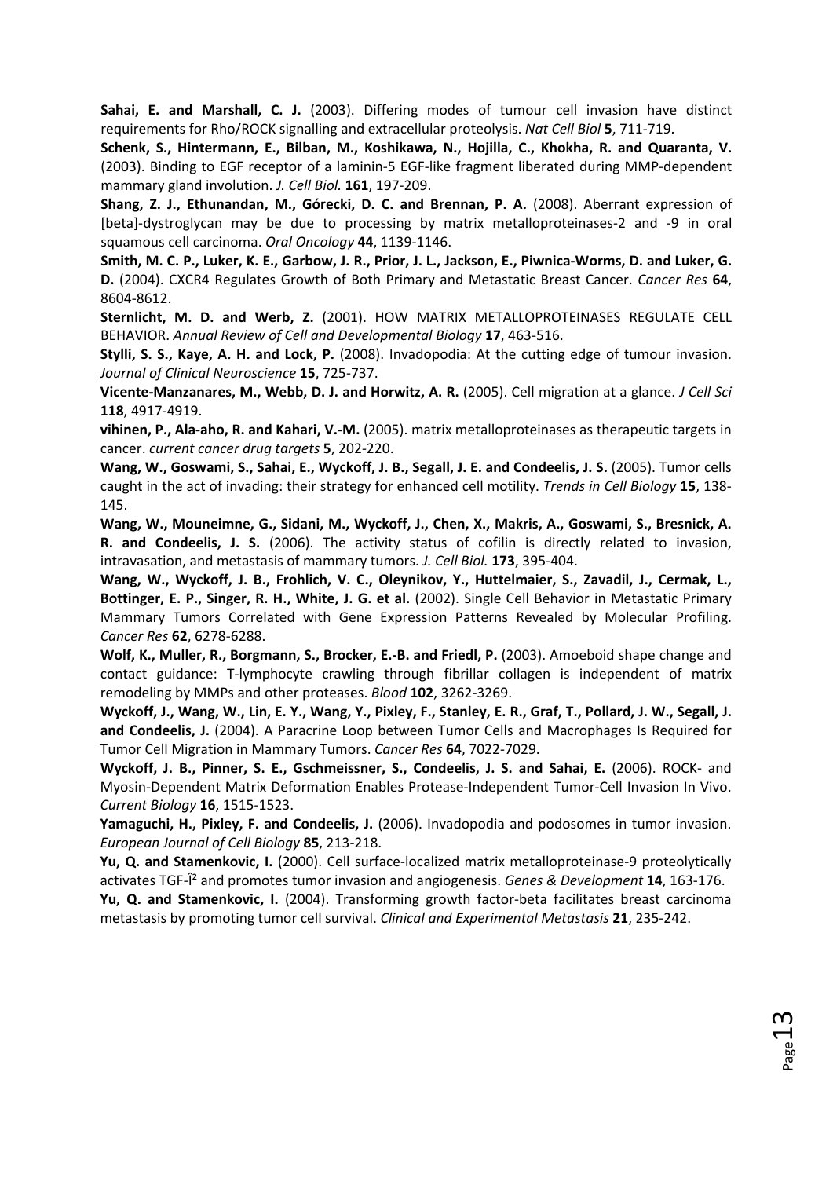**Sahai, E. and Marshall, C. J.** (2003). Differing modes of tumour cell invasion have distinct requirements for Rho/ROCK signalling and extracellular proteolysis. *Nat Cell Biol* **5**, 711-719.

**Schenk, S., Hintermann, E., Bilban, M., Koshikawa, N., Hojilla, C., Khokha, R. and Quaranta, V.** (2003). Binding to EGF receptor of a laminin-5 EGF-like fragment liberated during MMP-dependent mammary gland involution. *J. Cell Biol.* **161**, 197-209.

**Shang, Z. J., Ethunandan, M., Górecki, D. C. and Brennan, P. A.** (2008). Aberrant expression of [beta]-dystroglycan may be due to processing by matrix metalloproteinases-2 and -9 in oral squamous cell carcinoma. *Oral Oncology* **44**, 1139-1146.

**Smith, M. C. P., Luker, K. E., Garbow, J. R., Prior, J. L., Jackson, E., Piwnica-Worms, D. and Luker, G. D.** (2004). CXCR4 Regulates Growth of Both Primary and Metastatic Breast Cancer. *Cancer Res* **64**, 8604-8612.

**Sternlicht, M. D. and Werb, Z.** (2001). HOW MATRIX METALLOPROTEINASES REGULATE CELL BEHAVIOR. *Annual Review of Cell and Developmental Biology* **17**, 463-516.

**Stylli, S. S., Kaye, A. H. and Lock, P.** (2008). Invadopodia: At the cutting edge of tumour invasion. *Journal of Clinical Neuroscience* **15**, 725-737.

**Vicente-Manzanares, M., Webb, D. J. and Horwitz, A. R.** (2005). Cell migration at a glance. *J Cell Sci* **118**, 4917-4919.

**vihinen, P., Ala-aho, R. and Kahari, V.-M.** (2005). matrix metalloproteinases as therapeutic targets in cancer. *current cancer drug targets* **5**, 202-220.

**Wang, W., Goswami, S., Sahai, E., Wyckoff, J. B., Segall, J. E. and Condeelis, J. S.** (2005). Tumor cells caught in the act of invading: their strategy for enhanced cell motility. *Trends in Cell Biology* **15**, 138-145.

**Wang, W., Mouneimne, G., Sidani, M., Wyckoff, J., Chen, X., Makris, A., Goswami, S., Bresnick, A. R. and Condeelis, J. S.** (2006). The activity status of cofilin is directly related to invasion, intravasation, and metastasis of mammary tumors. *J. Cell Biol.* **173**, 395-404.

**Wang, W., Wyckoff, J. B., Frohlich, V. C., Oleynikov, Y., Huttelmaier, S., Zavadil, J., Cermak, L., Bottinger, E. P., Singer, R. H., White, J. G. et al.** (2002). Single Cell Behavior in Metastatic Primary Mammary Tumors Correlated with Gene Expression Patterns Revealed by Molecular Profiling. *Cancer Res* **62**, 6278-6288.

**Wolf, K., Muller, R., Borgmann, S., Brocker, E.-B. and Friedl, P.** (2003). Amoeboid shape change and contact guidance: T-lymphocyte crawling through fibrillar collagen is independent of matrix remodeling by MMPs and other proteases. *Blood* **102**, 3262-3269.

**Wyckoff, J., Wang, W., Lin, E. Y., Wang, Y., Pixley, F., Stanley, E. R., Graf, T., Pollard, J. W., Segall, J. and Condeelis, J.** (2004). A Paracrine Loop between Tumor Cells and Macrophages Is Required for Tumor Cell Migration in Mammary Tumors. *Cancer Res* **64**, 7022-7029.

**Wyckoff, J. B., Pinner, S. E., Gschmeissner, S., Condeelis, J. S. and Sahai, E.** (2006). ROCK- and Myosin-Dependent Matrix Deformation Enables Protease-Independent Tumor-Cell Invasion In Vivo. *Current Biology* **16**, 1515-1523.

**Yamaguchi, H., Pixley, F. and Condeelis, J.** (2006). Invadopodia and podosomes in tumor invasion. *European Journal of Cell Biology* **85**, 213-218.

**Yu, Q. and Stamenkovic, I.** (2000). Cell surface-localized matrix metalloproteinase-9 proteolytically activates TGF-Î² and promotes tumor invasion and angiogenesis. *Genes & Development* **14**, 163-176.

**Yu, Q. and Stamenkovic, I.** (2004). Transforming growth factor-beta facilitates breast carcinoma metastasis by promoting tumor cell survival. *Clinical and Experimental Metastasis* **21**, 235-242.